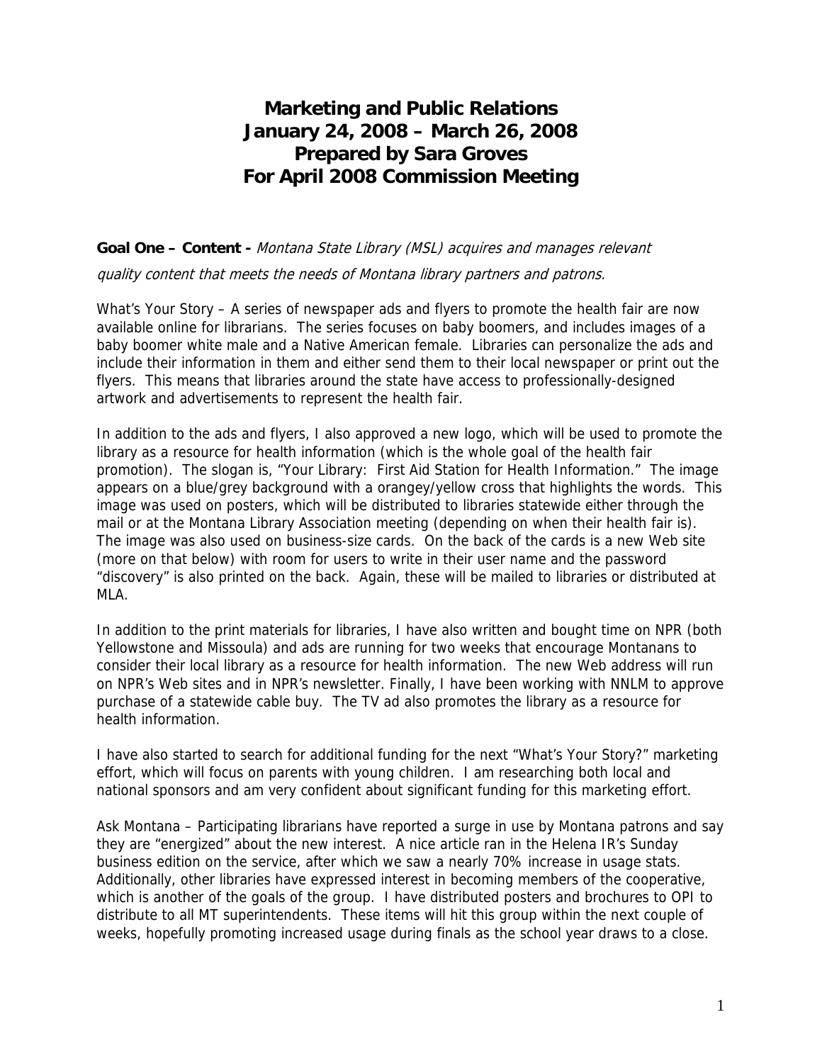# Marketing and Public Relations
# January 24, 2008 – March 26, 2008
# Prepared by Sara Groves
# For April 2008 Commission Meeting

**Goal One – Content -** *Montana State Library (MSL) acquires and manages relevant quality content that meets the needs of Montana library partners and patrons.*

What's Your Story – A series of newspaper ads and flyers to promote the health fair are now available online for librarians. The series focuses on baby boomers, and includes images of a baby boomer white male and a Native American female. Libraries can personalize the ads and include their information in them and either send them to their local newspaper or print out the flyers. This means that libraries around the state have access to professionally-designed artwork and advertisements to represent the health fair.

In addition to the ads and flyers, I also approved a new logo, which will be used to promote the library as a resource for health information (which is the whole goal of the health fair promotion). The slogan is, "Your Library: First Aid Station for Health Information." The image appears on a blue/grey background with a orangey/yellow cross that highlights the words. This image was used on posters, which will be distributed to libraries statewide either through the mail or at the Montana Library Association meeting (depending on when their health fair is). The image was also used on business-size cards. On the back of the cards is a new Web site (more on that below) with room for users to write in their user name and the password "discovery" is also printed on the back. Again, these will be mailed to libraries or distributed at MLA.

In addition to the print materials for libraries, I have also written and bought time on NPR (both Yellowstone and Missoula) and ads are running for two weeks that encourage Montanans to consider their local library as a resource for health information. The new Web address will run on NPR's Web sites and in NPR's newsletter. Finally, I have been working with NNLM to approve purchase of a statewide cable buy. The TV ad also promotes the library as a resource for health information.

I have also started to search for additional funding for the next "What's Your Story?" marketing effort, which will focus on parents with young children. I am researching both local and national sponsors and am very confident about significant funding for this marketing effort.

Ask Montana – Participating librarians have reported a surge in use by Montana patrons and say they are "energized" about the new interest. A nice article ran in the Helena IR's Sunday business edition on the service, after which we saw a nearly 70% increase in usage stats. Additionally, other libraries have expressed interest in becoming members of the cooperative, which is another of the goals of the group. I have distributed posters and brochures to OPI to distribute to all MT superintendents. These items will hit this group within the next couple of weeks, hopefully promoting increased usage during finals as the school year draws to a close.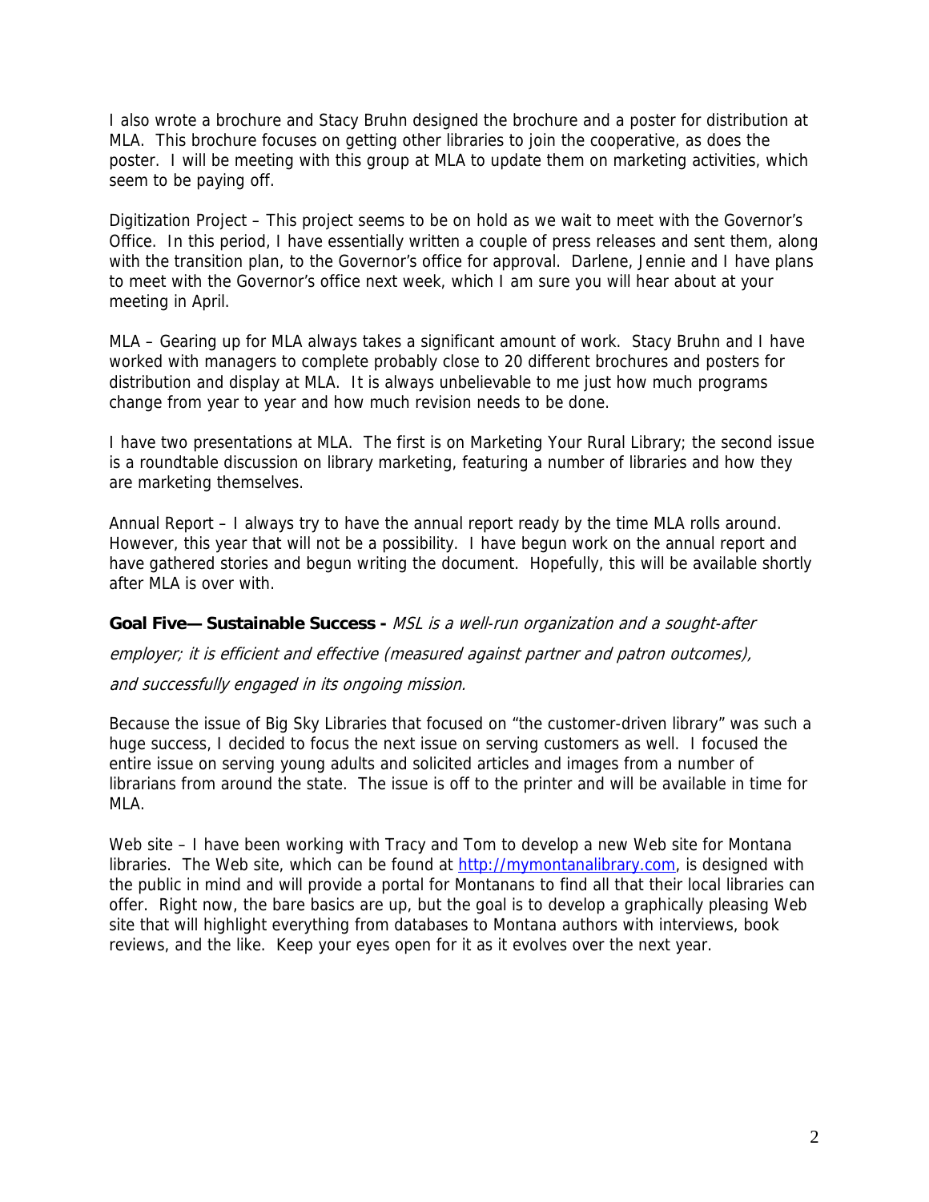I also wrote a brochure and Stacy Bruhn designed the brochure and a poster for distribution at MLA. This brochure focuses on getting other libraries to join the cooperative, as does the poster. I will be meeting with this group at MLA to update them on marketing activities, which seem to be paying off.

Digitization Project – This project seems to be on hold as we wait to meet with the Governor's Office. In this period, I have essentially written a couple of press releases and sent them, along with the transition plan, to the Governor's office for approval. Darlene, Jennie and I have plans to meet with the Governor's office next week, which I am sure you will hear about at your meeting in April.

MLA – Gearing up for MLA always takes a significant amount of work. Stacy Bruhn and I have worked with managers to complete probably close to 20 different brochures and posters for distribution and display at MLA. It is always unbelievable to me just how much programs change from year to year and how much revision needs to be done.

I have two presentations at MLA. The first is on Marketing Your Rural Library; the second issue is a roundtable discussion on library marketing, featuring a number of libraries and how they are marketing themselves.

Annual Report – I always try to have the annual report ready by the time MLA rolls around. However, this year that will not be a possibility. I have begun work on the annual report and have gathered stories and begun writing the document. Hopefully, this will be available shortly after MLA is over with.

**Goal Five— Sustainable Success -** *MSL is a well-run organization and a sought-after employer; it is efficient and effective (measured against partner and patron outcomes), and successfully engaged in its ongoing mission.*

Because the issue of Big Sky Libraries that focused on "the customer-driven library" was such a huge success, I decided to focus the next issue on serving customers as well. I focused the entire issue on serving young adults and solicited articles and images from a number of librarians from around the state. The issue is off to the printer and will be available in time for MLA.

Web site – I have been working with Tracy and Tom to develop a new Web site for Montana libraries. The Web site, which can be found at http://mymontanalibrary.com, is designed with the public in mind and will provide a portal for Montanans to find all that their local libraries can offer. Right now, the bare basics are up, but the goal is to develop a graphically pleasing Web site that will highlight everything from databases to Montana authors with interviews, book reviews, and the like. Keep your eyes open for it as it evolves over the next year.